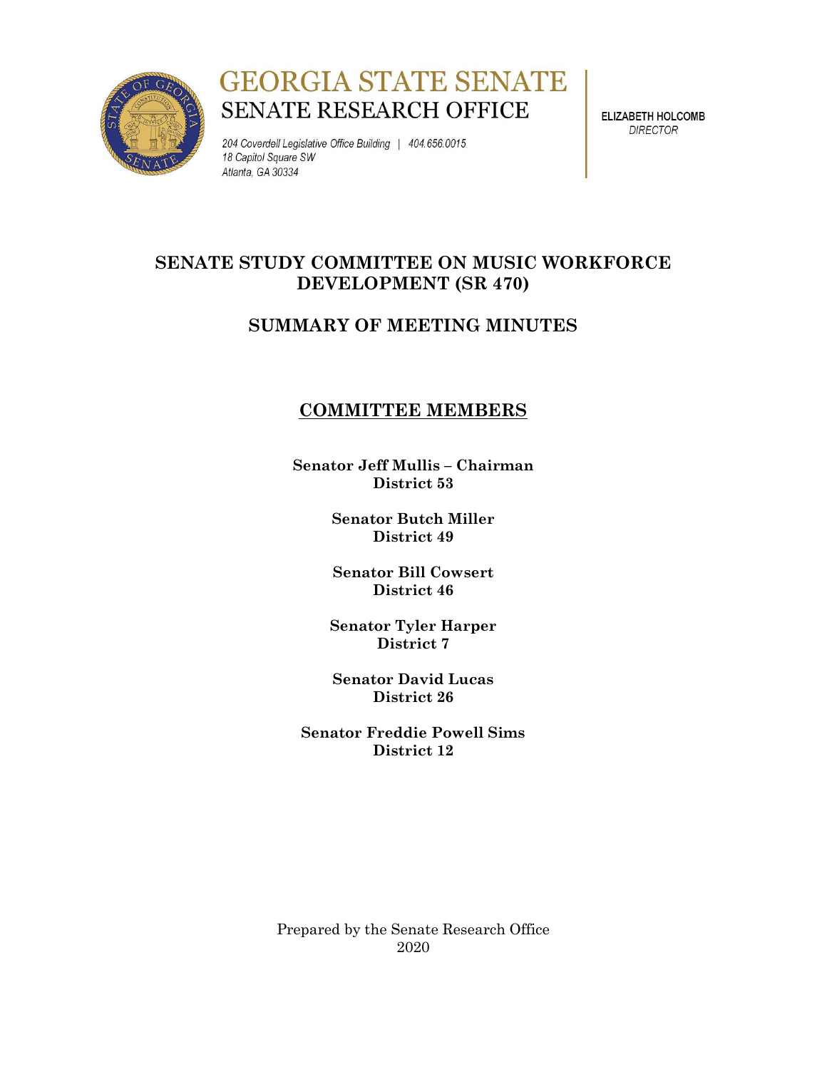# GEORGIA STATE SENATE

## SENATE RESEARCH OFFICE

*204 Coverdell Legislative Office Building | 404.656.0015*
*18 Capitol Square SW*
*Atlanta, GA 30334*

**ELIZABETH HOLCOMB**
*DIRECTOR*

# SENATE STUDY COMMITTEE ON MUSIC WORKFORCE DEVELOPMENT (SR 470)

# SUMMARY OF MEETING MINUTES

## COMMITTEE MEMBERS

**Senator Jeff Mullis – Chairman**
**District 53**

**Senator Butch Miller**
**District 49**

**Senator Bill Cowsert**
**District 46**

**Senator Tyler Harper**
**District 7**

**Senator David Lucas**
**District 26**

**Senator Freddie Powell Sims**
**District 12**

Prepared by the Senate Research Office
2020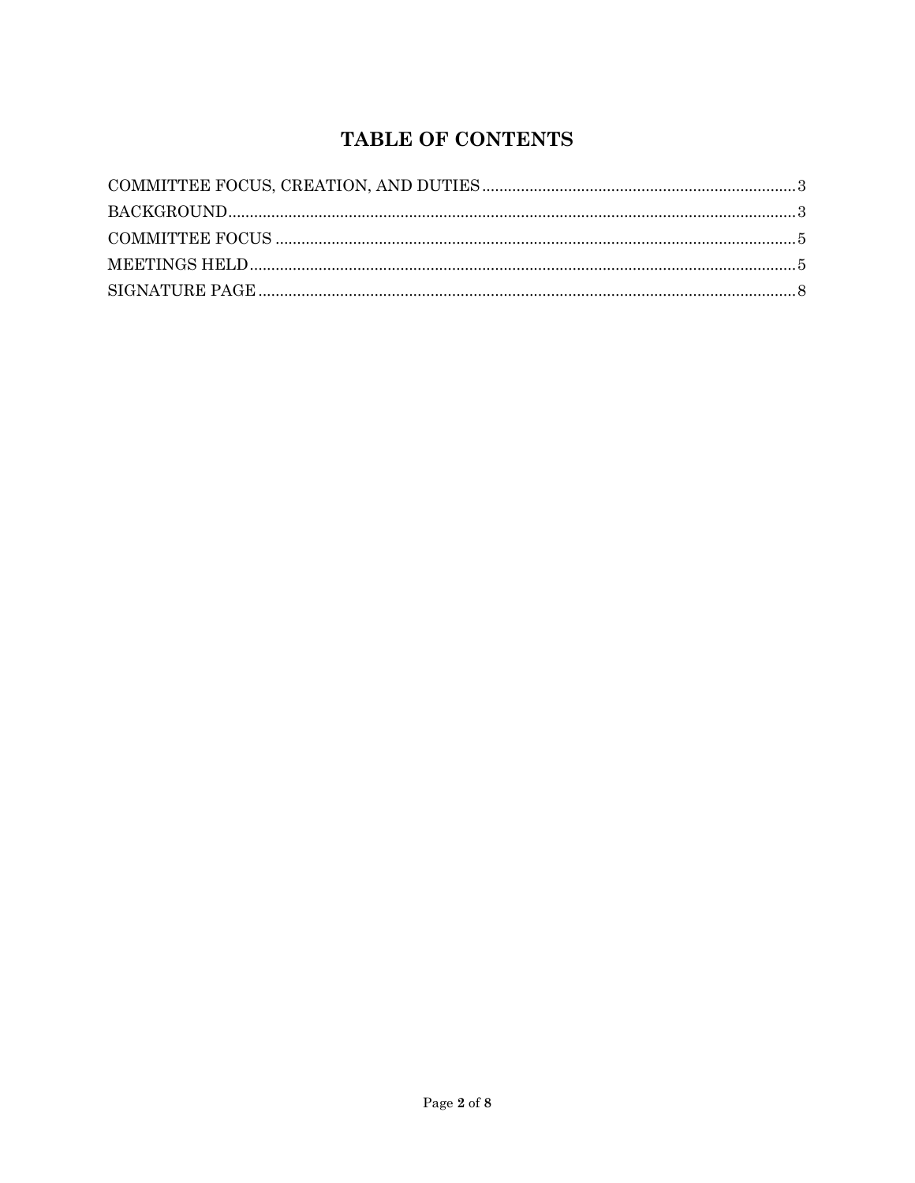# TABLE OF CONTENTS

COMMITTEE FOCUS, CREATION, AND DUTIES ........................................ 3

BACKGROUND ........................................ 3

COMMITTEE FOCUS ........................................ 5

MEETINGS HELD ........................................ 5

SIGNATURE PAGE ........................................ 8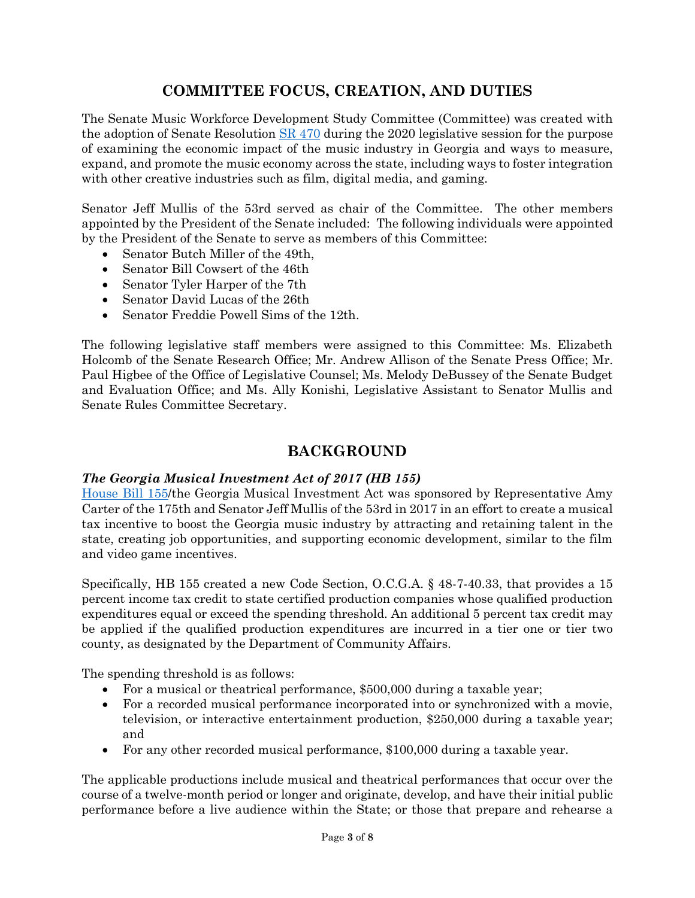## COMMITTEE FOCUS, CREATION, AND DUTIES

The Senate Music Workforce Development Study Committee (Committee) was created with the adoption of Senate Resolution SR 470 during the 2020 legislative session for the purpose of examining the economic impact of the music industry in Georgia and ways to measure, expand, and promote the music economy across the state, including ways to foster integration with other creative industries such as film, digital media, and gaming.

Senator Jeff Mullis of the 53rd served as chair of the Committee. The other members appointed by the President of the Senate included: The following individuals were appointed by the President of the Senate to serve as members of this Committee:

- Senator Butch Miller of the 49th,
- Senator Bill Cowsert of the 46th
- Senator Tyler Harper of the 7th
- Senator David Lucas of the 26th
- Senator Freddie Powell Sims of the 12th.

The following legislative staff members were assigned to this Committee: Ms. Elizabeth Holcomb of the Senate Research Office; Mr. Andrew Allison of the Senate Press Office; Mr. Paul Higbee of the Office of Legislative Counsel; Ms. Melody DeBussey of the Senate Budget and Evaluation Office; and Ms. Ally Konishi, Legislative Assistant to Senator Mullis and Senate Rules Committee Secretary.

## BACKGROUND

### *The Georgia Musical Investment Act of 2017 (HB 155)*

House Bill 155/the Georgia Musical Investment Act was sponsored by Representative Amy Carter of the 175th and Senator Jeff Mullis of the 53rd in 2017 in an effort to create a musical tax incentive to boost the Georgia music industry by attracting and retaining talent in the state, creating job opportunities, and supporting economic development, similar to the film and video game incentives.

Specifically, HB 155 created a new Code Section, O.C.G.A. § 48-7-40.33, that provides a 15 percent income tax credit to state certified production companies whose qualified production expenditures equal or exceed the spending threshold. An additional 5 percent tax credit may be applied if the qualified production expenditures are incurred in a tier one or tier two county, as designated by the Department of Community Affairs.

The spending threshold is as follows:

- For a musical or theatrical performance, $500,000 during a taxable year;
- For a recorded musical performance incorporated into or synchronized with a movie, television, or interactive entertainment production, $250,000 during a taxable year; and
- For any other recorded musical performance, $100,000 during a taxable year.

The applicable productions include musical and theatrical performances that occur over the course of a twelve-month period or longer and originate, develop, and have their initial public performance before a live audience within the State; or those that prepare and rehearse a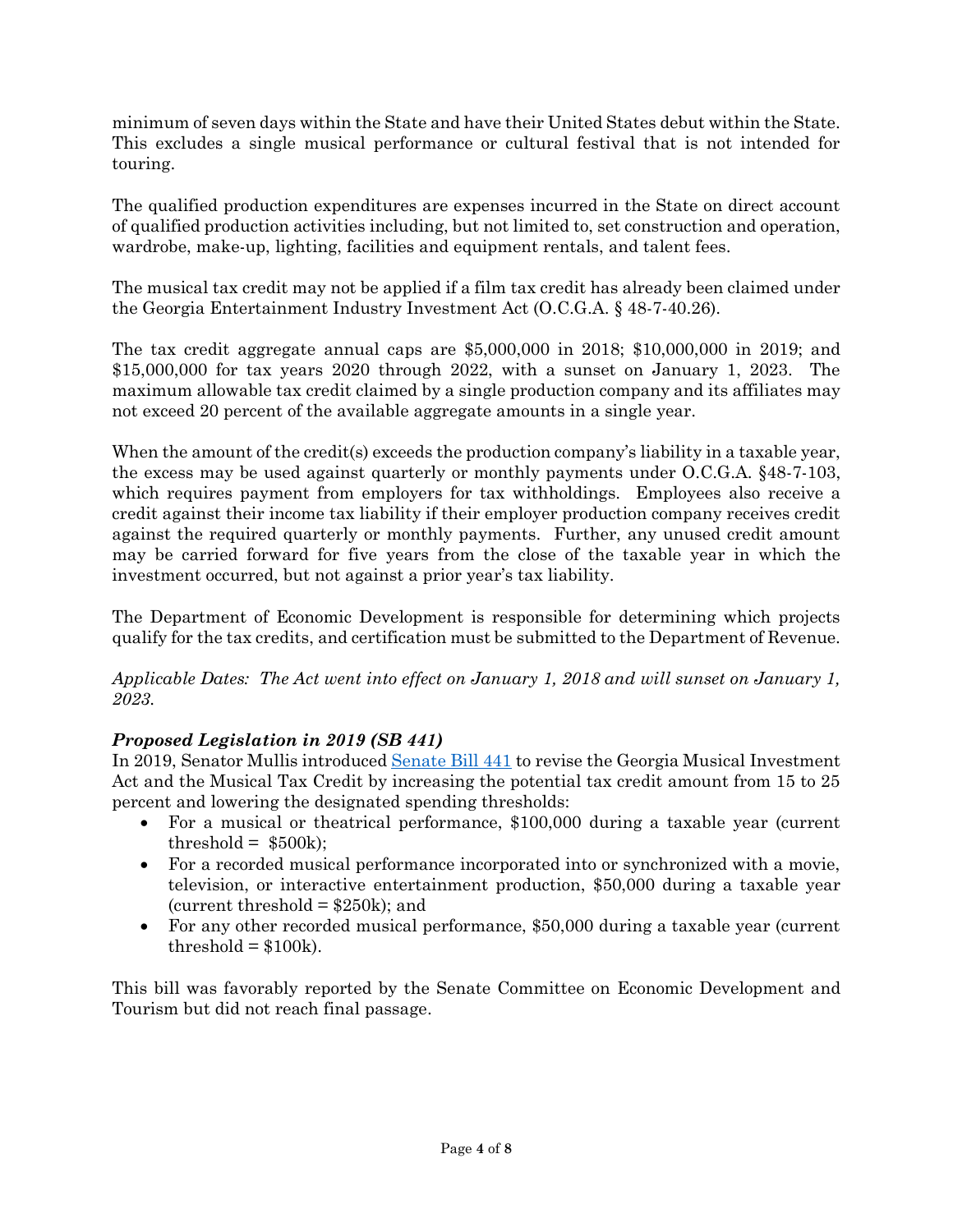minimum of seven days within the State and have their United States debut within the State. This excludes a single musical performance or cultural festival that is not intended for touring.

The qualified production expenditures are expenses incurred in the State on direct account of qualified production activities including, but not limited to, set construction and operation, wardrobe, make-up, lighting, facilities and equipment rentals, and talent fees.

The musical tax credit may not be applied if a film tax credit has already been claimed under the Georgia Entertainment Industry Investment Act (O.C.G.A. § 48-7-40.26).

The tax credit aggregate annual caps are $5,000,000 in 2018; $10,000,000 in 2019; and $15,000,000 for tax years 2020 through 2022, with a sunset on January 1, 2023. The maximum allowable tax credit claimed by a single production company and its affiliates may not exceed 20 percent of the available aggregate amounts in a single year.

When the amount of the credit(s) exceeds the production company's liability in a taxable year, the excess may be used against quarterly or monthly payments under O.C.G.A. §48-7-103, which requires payment from employers for tax withholdings. Employees also receive a credit against their income tax liability if their employer production company receives credit against the required quarterly or monthly payments. Further, any unused credit amount may be carried forward for five years from the close of the taxable year in which the investment occurred, but not against a prior year's tax liability.

The Department of Economic Development is responsible for determining which projects qualify for the tax credits, and certification must be submitted to the Department of Revenue.

*Applicable Dates: The Act went into effect on January 1, 2018 and will sunset on January 1, 2023.*

### *Proposed Legislation in 2019 (SB 441)*

In 2019, Senator Mullis introduced Senate Bill 441 to revise the Georgia Musical Investment Act and the Musical Tax Credit by increasing the potential tax credit amount from 15 to 25 percent and lowering the designated spending thresholds:

- For a musical or theatrical performance, $100,000 during a taxable year (current threshold = $500k);
- For a recorded musical performance incorporated into or synchronized with a movie, television, or interactive entertainment production, $50,000 during a taxable year (current threshold = $250k); and
- For any other recorded musical performance, $50,000 during a taxable year (current threshold = $100k).

This bill was favorably reported by the Senate Committee on Economic Development and Tourism but did not reach final passage.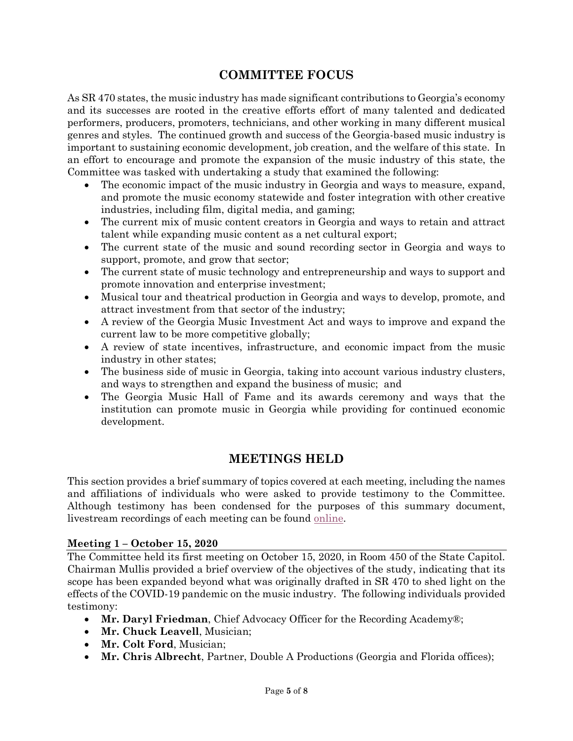## COMMITTEE FOCUS

As SR 470 states, the music industry has made significant contributions to Georgia's economy and its successes are rooted in the creative efforts effort of many talented and dedicated performers, producers, promoters, technicians, and other working in many different musical genres and styles. The continued growth and success of the Georgia-based music industry is important to sustaining economic development, job creation, and the welfare of this state. In an effort to encourage and promote the expansion of the music industry of this state, the Committee was tasked with undertaking a study that examined the following:

- The economic impact of the music industry in Georgia and ways to measure, expand, and promote the music economy statewide and foster integration with other creative industries, including film, digital media, and gaming;
- The current mix of music content creators in Georgia and ways to retain and attract talent while expanding music content as a net cultural export;
- The current state of the music and sound recording sector in Georgia and ways to support, promote, and grow that sector;
- The current state of music technology and entrepreneurship and ways to support and promote innovation and enterprise investment;
- Musical tour and theatrical production in Georgia and ways to develop, promote, and attract investment from that sector of the industry;
- A review of the Georgia Music Investment Act and ways to improve and expand the current law to be more competitive globally;
- A review of state incentives, infrastructure, and economic impact from the music industry in other states;
- The business side of music in Georgia, taking into account various industry clusters, and ways to strengthen and expand the business of music; and
- The Georgia Music Hall of Fame and its awards ceremony and ways that the institution can promote music in Georgia while providing for continued economic development.

## MEETINGS HELD

This section provides a brief summary of topics covered at each meeting, including the names and affiliations of individuals who were asked to provide testimony to the Committee. Although testimony has been condensed for the purposes of this summary document, livestream recordings of each meeting can be found online.

### Meeting 1 – October 15, 2020

The Committee held its first meeting on October 15, 2020, in Room 450 of the State Capitol. Chairman Mullis provided a brief overview of the objectives of the study, indicating that its scope has been expanded beyond what was originally drafted in SR 470 to shed light on the effects of the COVID-19 pandemic on the music industry. The following individuals provided testimony:

- **Mr. Daryl Friedman**, Chief Advocacy Officer for the Recording Academy®;
- **Mr. Chuck Leavell**, Musician;
- **Mr. Colt Ford**, Musician;
- **Mr. Chris Albrecht**, Partner, Double A Productions (Georgia and Florida offices);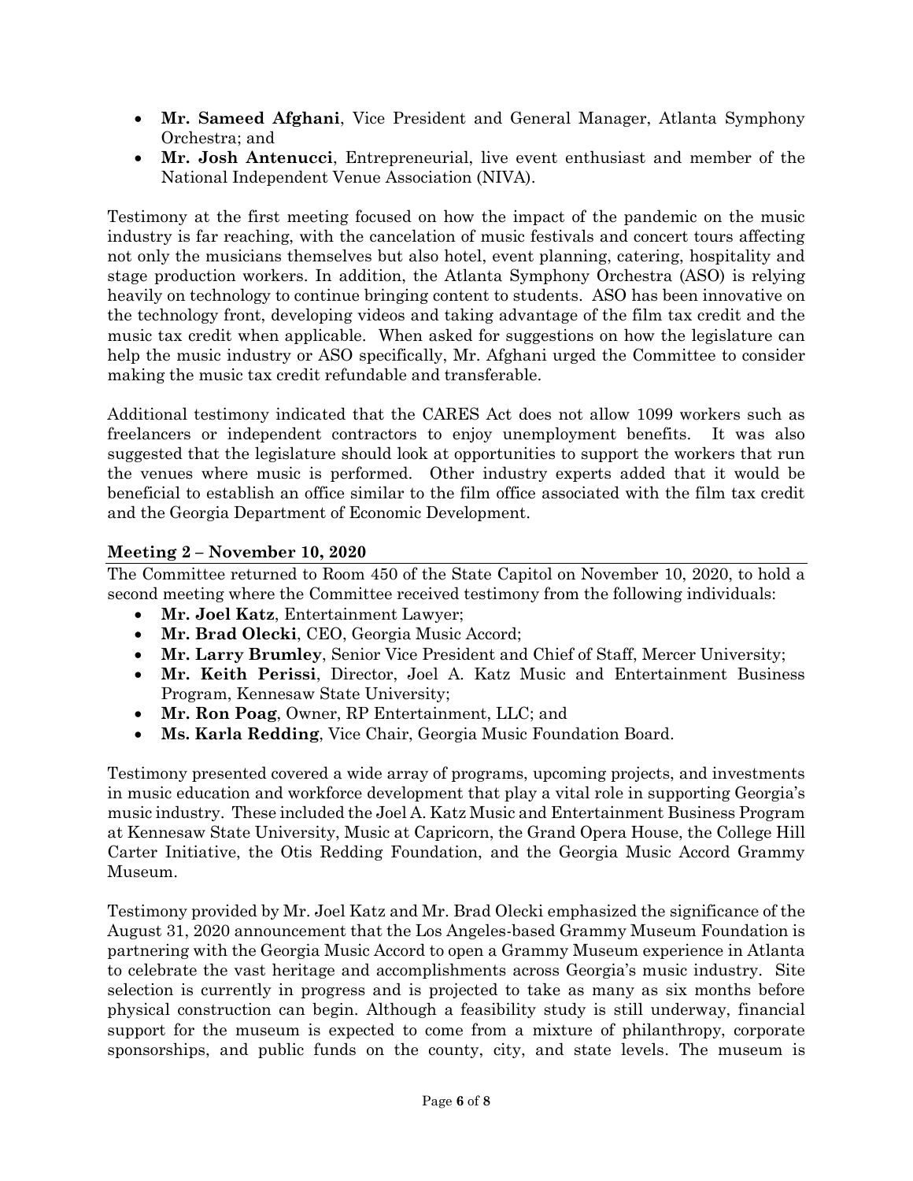- **Mr. Sameed Afghani**, Vice President and General Manager, Atlanta Symphony Orchestra; and
- **Mr. Josh Antenucci**, Entrepreneurial, live event enthusiast and member of the National Independent Venue Association (NIVA).

Testimony at the first meeting focused on how the impact of the pandemic on the music industry is far reaching, with the cancelation of music festivals and concert tours affecting not only the musicians themselves but also hotel, event planning, catering, hospitality and stage production workers. In addition, the Atlanta Symphony Orchestra (ASO) is relying heavily on technology to continue bringing content to students. ASO has been innovative on the technology front, developing videos and taking advantage of the film tax credit and the music tax credit when applicable. When asked for suggestions on how the legislature can help the music industry or ASO specifically, Mr. Afghani urged the Committee to consider making the music tax credit refundable and transferable.

Additional testimony indicated that the CARES Act does not allow 1099 workers such as freelancers or independent contractors to enjoy unemployment benefits. It was also suggested that the legislature should look at opportunities to support the workers that run the venues where music is performed. Other industry experts added that it would be beneficial to establish an office similar to the film office associated with the film tax credit and the Georgia Department of Economic Development.

### Meeting 2 – November 10, 2020

The Committee returned to Room 450 of the State Capitol on November 10, 2020, to hold a second meeting where the Committee received testimony from the following individuals:

- **Mr. Joel Katz**, Entertainment Lawyer;
- **Mr. Brad Olecki**, CEO, Georgia Music Accord;
- **Mr. Larry Brumley**, Senior Vice President and Chief of Staff, Mercer University;
- **Mr. Keith Perissi**, Director, Joel A. Katz Music and Entertainment Business Program, Kennesaw State University;
- **Mr. Ron Poag**, Owner, RP Entertainment, LLC; and
- **Ms. Karla Redding**, Vice Chair, Georgia Music Foundation Board.

Testimony presented covered a wide array of programs, upcoming projects, and investments in music education and workforce development that play a vital role in supporting Georgia's music industry. These included the Joel A. Katz Music and Entertainment Business Program at Kennesaw State University, Music at Capricorn, the Grand Opera House, the College Hill Carter Initiative, the Otis Redding Foundation, and the Georgia Music Accord Grammy Museum.

Testimony provided by Mr. Joel Katz and Mr. Brad Olecki emphasized the significance of the August 31, 2020 announcement that the Los Angeles-based Grammy Museum Foundation is partnering with the Georgia Music Accord to open a Grammy Museum experience in Atlanta to celebrate the vast heritage and accomplishments across Georgia's music industry. Site selection is currently in progress and is projected to take as many as six months before physical construction can begin. Although a feasibility study is still underway, financial support for the museum is expected to come from a mixture of philanthropy, corporate sponsorships, and public funds on the county, city, and state levels. The museum is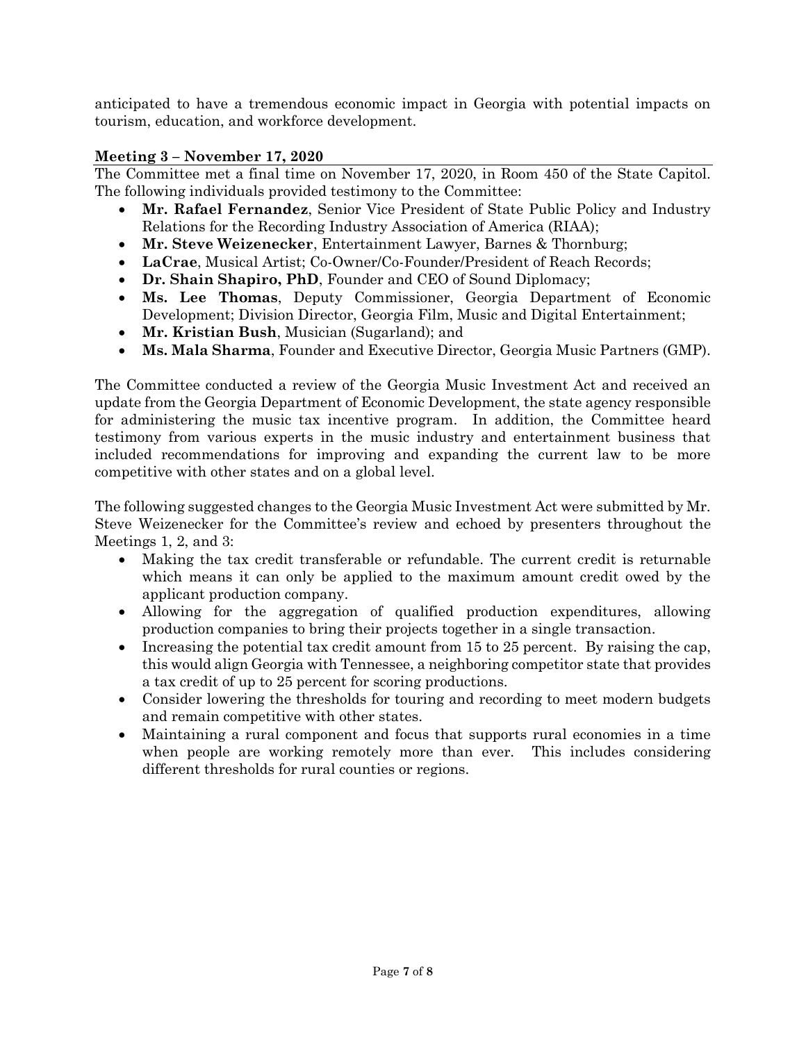anticipated to have a tremendous economic impact in Georgia with potential impacts on tourism, education, and workforce development.

### Meeting 3 – November 17, 2020

The Committee met a final time on November 17, 2020, in Room 450 of the State Capitol. The following individuals provided testimony to the Committee:

- **Mr. Rafael Fernandez**, Senior Vice President of State Public Policy and Industry Relations for the Recording Industry Association of America (RIAA);
- **Mr. Steve Weizenecker**, Entertainment Lawyer, Barnes & Thornburg;
- **LaCrae**, Musical Artist; Co-Owner/Co-Founder/President of Reach Records;
- **Dr. Shain Shapiro, PhD**, Founder and CEO of Sound Diplomacy;
- **Ms. Lee Thomas**, Deputy Commissioner, Georgia Department of Economic Development; Division Director, Georgia Film, Music and Digital Entertainment;
- **Mr. Kristian Bush**, Musician (Sugarland); and
- **Ms. Mala Sharma**, Founder and Executive Director, Georgia Music Partners (GMP).

The Committee conducted a review of the Georgia Music Investment Act and received an update from the Georgia Department of Economic Development, the state agency responsible for administering the music tax incentive program. In addition, the Committee heard testimony from various experts in the music industry and entertainment business that included recommendations for improving and expanding the current law to be more competitive with other states and on a global level.

The following suggested changes to the Georgia Music Investment Act were submitted by Mr. Steve Weizenecker for the Committee's review and echoed by presenters throughout the Meetings 1, 2, and 3:

- Making the tax credit transferable or refundable. The current credit is returnable which means it can only be applied to the maximum amount credit owed by the applicant production company.
- Allowing for the aggregation of qualified production expenditures, allowing production companies to bring their projects together in a single transaction.
- Increasing the potential tax credit amount from 15 to 25 percent. By raising the cap, this would align Georgia with Tennessee, a neighboring competitor state that provides a tax credit of up to 25 percent for scoring productions.
- Consider lowering the thresholds for touring and recording to meet modern budgets and remain competitive with other states.
- Maintaining a rural component and focus that supports rural economies in a time when people are working remotely more than ever. This includes considering different thresholds for rural counties or regions.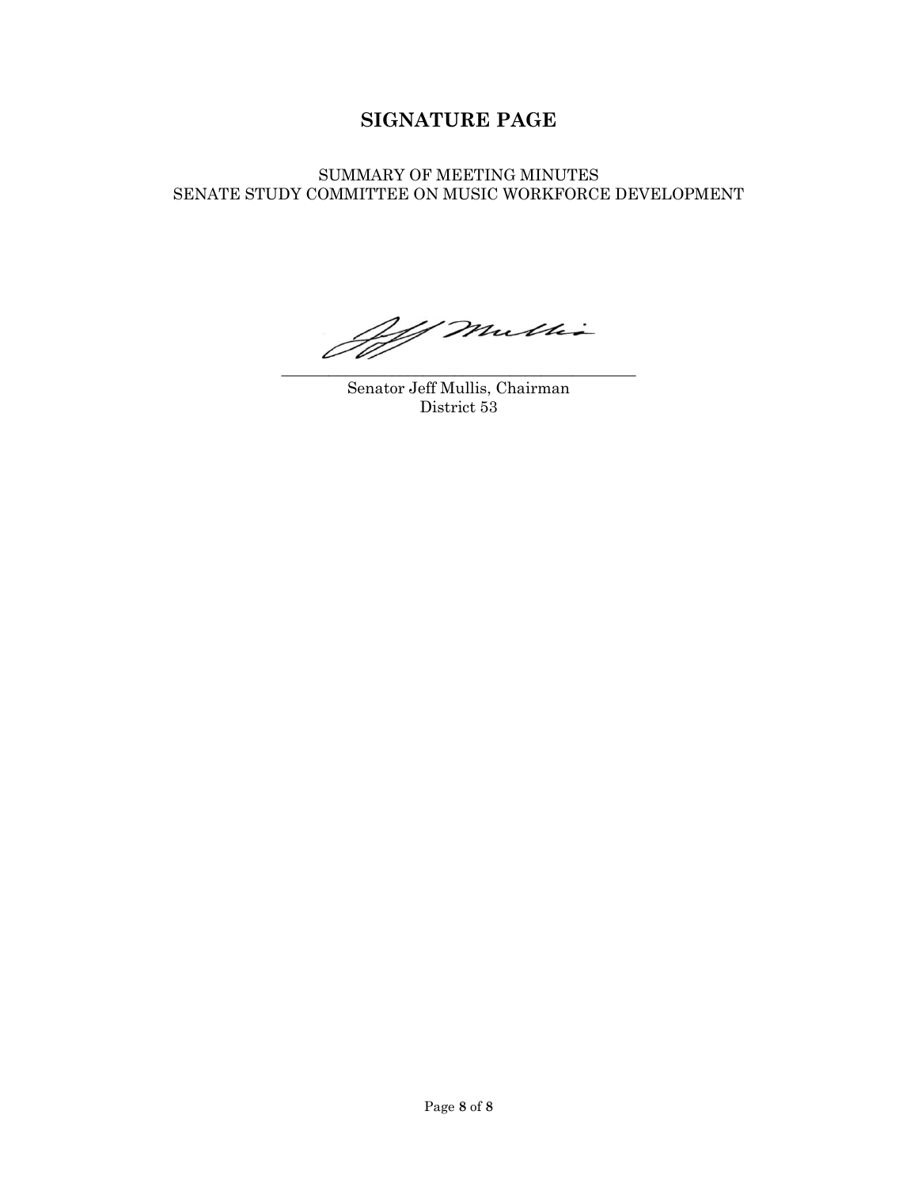# SIGNATURE PAGE

SUMMARY OF MEETING MINUTES
SENATE STUDY COMMITTEE ON MUSIC WORKFORCE DEVELOPMENT

\_\_\_\_\_\_\_\_\_\_\_\_\_\_\_\_\_\_\_\_\_\_\_\_\_\_\_\_\_\_\_\_\_\_\_\_\_\_\_\_\_\_\_\_\_\_\_\_

Senator Jeff Mullis, Chairman
District 53